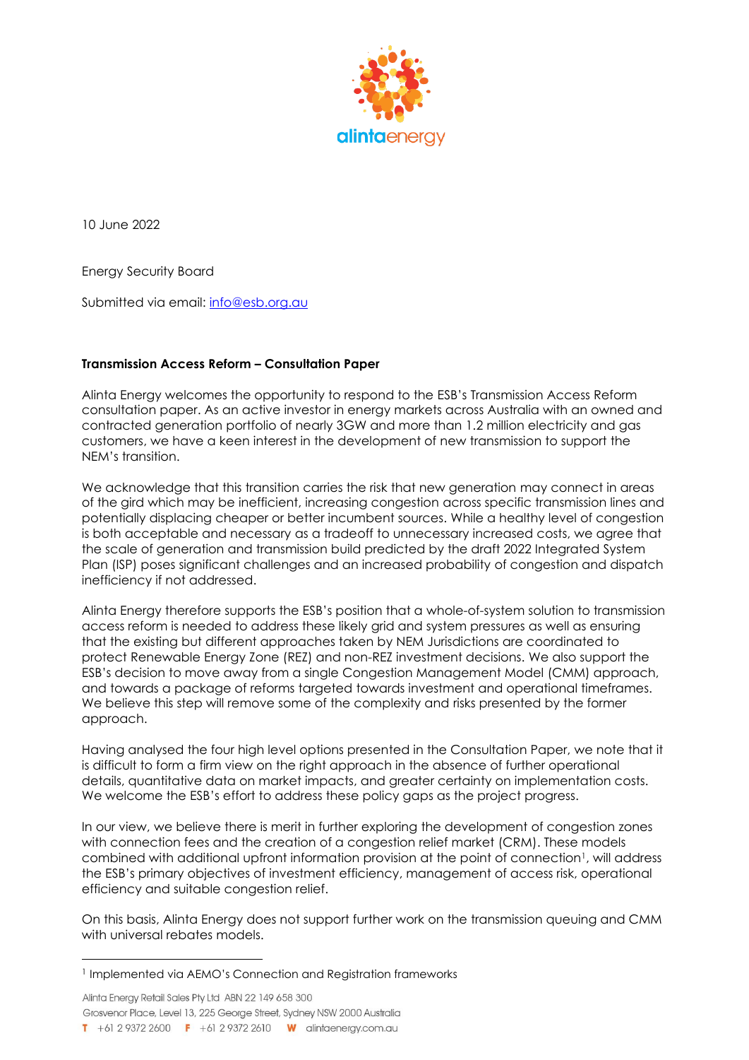10 June 2022

Energy Security Board

Submitted via email: info@esb.org.au

**Transmission Access Reform – Consultation Paper**

Alinta Energy welcomes the opportunity to respond to the ESB's Transmission Access Reform consultation paper. As an active investor in energy markets across Australia with an owned and contracted generation portfolio of nearly 3GW and more than 1.2 million electricity and gas customers, we have a keen interest in the development of new transmission to support the NEM's transition.

We acknowledge that this transition carries the risk that new generation may connect in areas of the gird which may be inefficient, increasing congestion across specific transmission lines and potentially displacing cheaper or better incumbent sources. While a healthy level of congestion is both acceptable and necessary as a tradeoff to unnecessary increased costs, we agree that the scale of generation and transmission build predicted by the draft 2022 Integrated System Plan (ISP) poses significant challenges and an increased probability of congestion and dispatch inefficiency if not addressed.

Alinta Energy therefore supports the ESB's position that a whole-of-system solution to transmission access reform is needed to address these likely grid and system pressures as well as ensuring that the existing but different approaches taken by NEM Jurisdictions are coordinated to protect Renewable Energy Zone (REZ) and non-REZ investment decisions. We also support the ESB's decision to move away from a single Congestion Management Model (CMM) approach, and towards a package of reforms targeted towards investment and operational timeframes. We believe this step will remove some of the complexity and risks presented by the former approach.

Having analysed the four high level options presented in the Consultation Paper, we note that it is difficult to form a firm view on the right approach in the absence of further operational details, quantitative data on market impacts, and greater certainty on implementation costs. We welcome the ESB's effort to address these policy gaps as the project progress.

In our view, we believe there is merit in further exploring the development of congestion zones with connection fees and the creation of a congestion relief market (CRM). These models combined with additional upfront information provision at the point of connection[1], will address the ESB's primary objectives of investment efficiency, management of access risk, operational efficiency and suitable congestion relief.

On this basis, Alinta Energy does not support further work on the transmission queuing and CMM with universal rebates models.

[1] Implemented via AEMO's Connection and Registration frameworks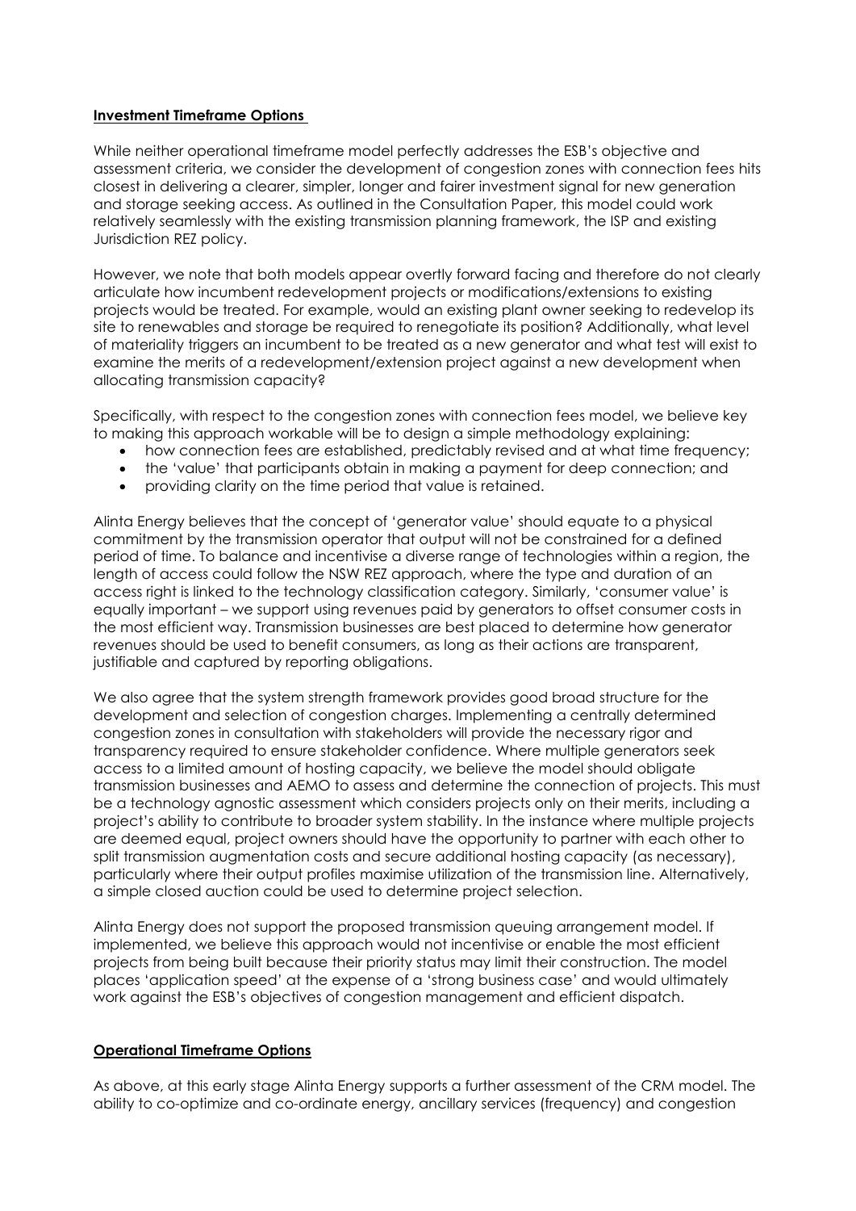## Investment Timeframe Options

While neither operational timeframe model perfectly addresses the ESB's objective and assessment criteria, we consider the development of congestion zones with connection fees hits closest in delivering a clearer, simpler, longer and fairer investment signal for new generation and storage seeking access. As outlined in the Consultation Paper, this model could work relatively seamlessly with the existing transmission planning framework, the ISP and existing Jurisdiction REZ policy.

However, we note that both models appear overtly forward facing and therefore do not clearly articulate how incumbent redevelopment projects or modifications/extensions to existing projects would be treated. For example, would an existing plant owner seeking to redevelop its site to renewables and storage be required to renegotiate its position? Additionally, what level of materiality triggers an incumbent to be treated as a new generator and what test will exist to examine the merits of a redevelopment/extension project against a new development when allocating transmission capacity?

Specifically, with respect to the congestion zones with connection fees model, we believe key to making this approach workable will be to design a simple methodology explaining:

- how connection fees are established, predictably revised and at what time frequency;
- the 'value' that participants obtain in making a payment for deep connection; and
- providing clarity on the time period that value is retained.

Alinta Energy believes that the concept of 'generator value' should equate to a physical commitment by the transmission operator that output will not be constrained for a defined period of time. To balance and incentivise a diverse range of technologies within a region, the length of access could follow the NSW REZ approach, where the type and duration of an access right is linked to the technology classification category. Similarly, 'consumer value' is equally important – we support using revenues paid by generators to offset consumer costs in the most efficient way. Transmission businesses are best placed to determine how generator revenues should be used to benefit consumers, as long as their actions are transparent, justifiable and captured by reporting obligations.

We also agree that the system strength framework provides good broad structure for the development and selection of congestion charges. Implementing a centrally determined congestion zones in consultation with stakeholders will provide the necessary rigor and transparency required to ensure stakeholder confidence. Where multiple generators seek access to a limited amount of hosting capacity, we believe the model should obligate transmission businesses and AEMO to assess and determine the connection of projects. This must be a technology agnostic assessment which considers projects only on their merits, including a project's ability to contribute to broader system stability. In the instance where multiple projects are deemed equal, project owners should have the opportunity to partner with each other to split transmission augmentation costs and secure additional hosting capacity (as necessary), particularly where their output profiles maximise utilization of the transmission line. Alternatively, a simple closed auction could be used to determine project selection.

Alinta Energy does not support the proposed transmission queuing arrangement model. If implemented, we believe this approach would not incentivise or enable the most efficient projects from being built because their priority status may limit their construction. The model places 'application speed' at the expense of a 'strong business case' and would ultimately work against the ESB's objectives of congestion management and efficient dispatch.

## Operational Timeframe Options

As above, at this early stage Alinta Energy supports a further assessment of the CRM model. The ability to co-optimize and co-ordinate energy, ancillary services (frequency) and congestion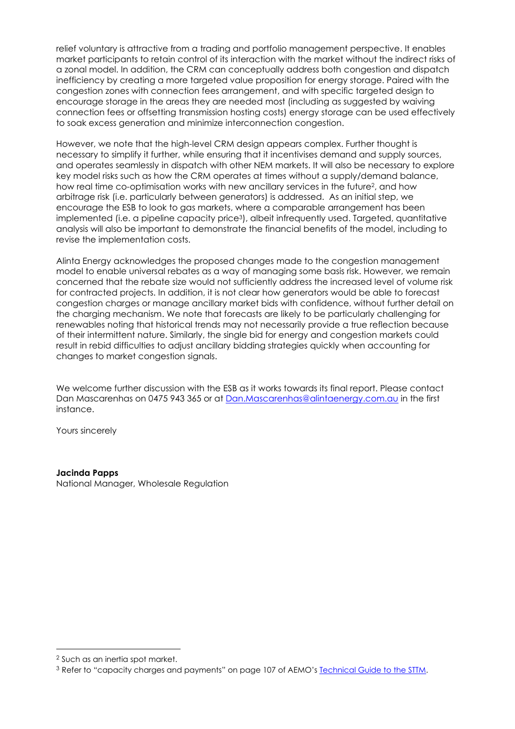relief voluntary is attractive from a trading and portfolio management perspective. It enables market participants to retain control of its interaction with the market without the indirect risks of a zonal model. In addition, the CRM can conceptually address both congestion and dispatch inefficiency by creating a more targeted value proposition for energy storage. Paired with the congestion zones with connection fees arrangement, and with specific targeted design to encourage storage in the areas they are needed most (including as suggested by waiving connection fees or offsetting transmission hosting costs) energy storage can be used effectively to soak excess generation and minimize interconnection congestion.

However, we note that the high-level CRM design appears complex. Further thought is necessary to simplify it further, while ensuring that it incentivises demand and supply sources, and operates seamlessly in dispatch with other NEM markets. It will also be necessary to explore key model risks such as how the CRM operates at times without a supply/demand balance, how real time co-optimisation works with new ancillary services in the future[2], and how arbitrage risk (i.e. particularly between generators) is addressed. As an initial step, we encourage the ESB to look to gas markets, where a comparable arrangement has been implemented (i.e. a pipeline capacity price[3]), albeit infrequently used. Targeted, quantitative analysis will also be important to demonstrate the financial benefits of the model, including to revise the implementation costs.

Alinta Energy acknowledges the proposed changes made to the congestion management model to enable universal rebates as a way of managing some basis risk. However, we remain concerned that the rebate size would not sufficiently address the increased level of volume risk for contracted projects. In addition, it is not clear how generators would be able to forecast congestion charges or manage ancillary market bids with confidence, without further detail on the charging mechanism. We note that forecasts are likely to be particularly challenging for renewables noting that historical trends may not necessarily provide a true reflection because of their intermittent nature. Similarly, the single bid for energy and congestion markets could result in rebid difficulties to adjust ancillary bidding strategies quickly when accounting for changes to market congestion signals.

We welcome further discussion with the ESB as it works towards its final report. Please contact Dan Mascarenhas on 0475 943 365 or at Dan.Mascarenhas@alintaenergy.com.au in the first instance.

Yours sincerely

**Jacinda Papps**
National Manager, Wholesale Regulation

---

[2] Such as an inertia spot market.

[3] Refer to "capacity charges and payments" on page 107 of AEMO's Technical Guide to the STTM.